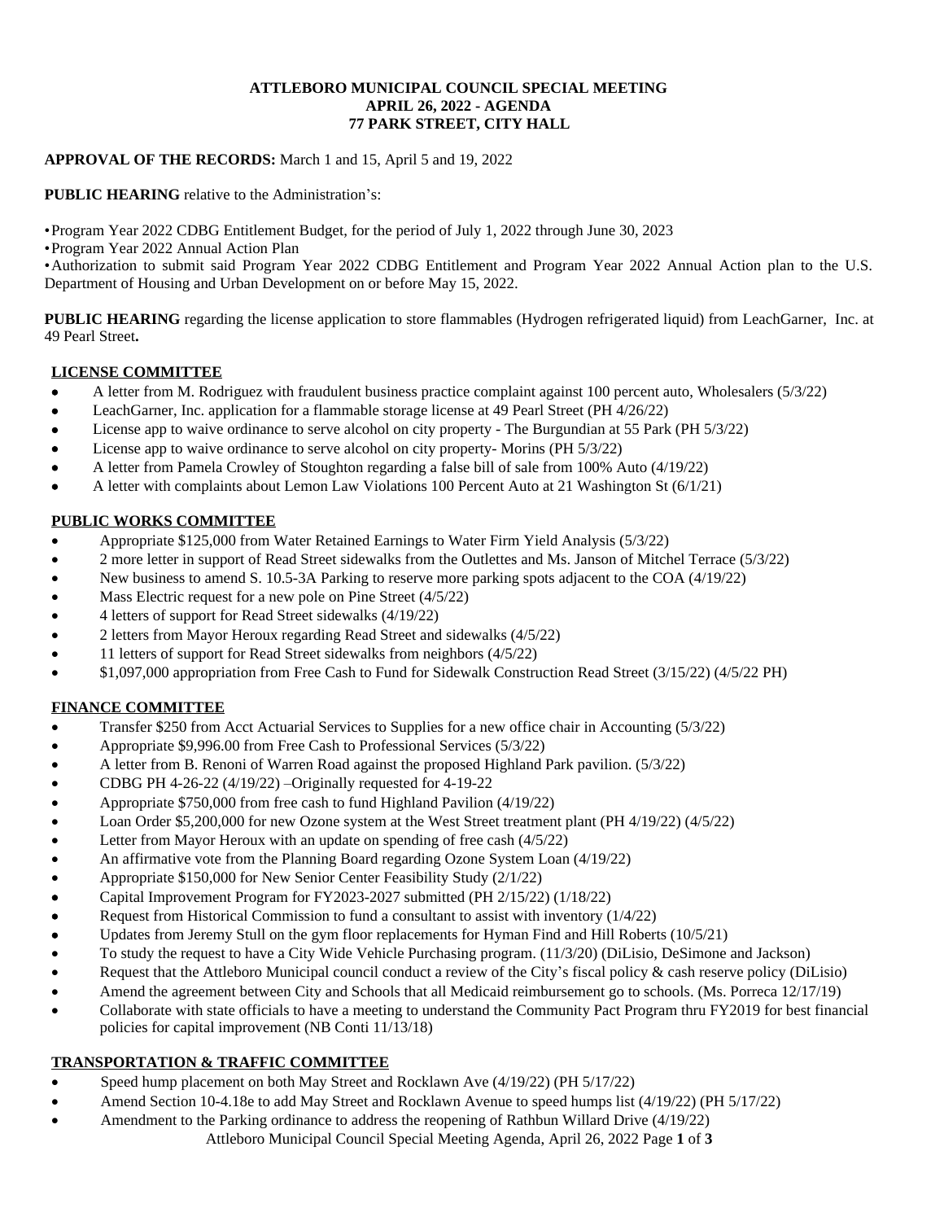**ATTLEBORO MUNICIPAL COUNCIL SPECIAL MEETING**
**APRIL 26, 2022 - AGENDA**
**77 PARK STREET, CITY HALL**

**APPROVAL OF THE RECORDS:** March 1 and 15, April 5 and 19, 2022

**PUBLIC HEARING** relative to the Administration's:

- Program Year 2022 CDBG Entitlement Budget, for the period of July 1, 2022 through June 30, 2023
- Program Year 2022 Annual Action Plan
- Authorization to submit said Program Year 2022 CDBG Entitlement and Program Year 2022 Annual Action plan to the U.S. Department of Housing and Urban Development on or before May 15, 2022.

**PUBLIC HEARING** regarding the license application to store flammables (Hydrogen refrigerated liquid) from LeachGarner, Inc. at 49 Pearl Street**.**

## LICENSE COMMITTEE

- A letter from M. Rodriguez with fraudulent business practice complaint against 100 percent auto, Wholesalers (5/3/22)
- LeachGarner, Inc. application for a flammable storage license at 49 Pearl Street (PH 4/26/22)
- License app to waive ordinance to serve alcohol on city property - The Burgundian at 55 Park (PH 5/3/22)
- License app to waive ordinance to serve alcohol on city property- Morins (PH 5/3/22)
- A letter from Pamela Crowley of Stoughton regarding a false bill of sale from 100% Auto (4/19/22)
- A letter with complaints about Lemon Law Violations 100 Percent Auto at 21 Washington St (6/1/21)

## PUBLIC WORKS COMMITTEE

- Appropriate $125,000 from Water Retained Earnings to Water Firm Yield Analysis (5/3/22)
- 2 more letter in support of Read Street sidewalks from the Outlettes and Ms. Janson of Mitchel Terrace (5/3/22)
- New business to amend S. 10.5-3A Parking to reserve more parking spots adjacent to the COA (4/19/22)
- Mass Electric request for a new pole on Pine Street (4/5/22)
- 4 letters of support for Read Street sidewalks (4/19/22)
- 2 letters from Mayor Heroux regarding Read Street and sidewalks (4/5/22)
- 11 letters of support for Read Street sidewalks from neighbors (4/5/22)
- $1,097,000 appropriation from Free Cash to Fund for Sidewalk Construction Read Street (3/15/22) (4/5/22 PH)

## FINANCE COMMITTEE

- Transfer $250 from Acct Actuarial Services to Supplies for a new office chair in Accounting (5/3/22)
- Appropriate $9,996.00 from Free Cash to Professional Services (5/3/22)
- A letter from B. Renoni of Warren Road against the proposed Highland Park pavilion. (5/3/22)
- CDBG PH 4-26-22 (4/19/22) –Originally requested for 4-19-22
- Appropriate $750,000 from free cash to fund Highland Pavilion (4/19/22)
- Loan Order $5,200,000 for new Ozone system at the West Street treatment plant (PH 4/19/22) (4/5/22)
- Letter from Mayor Heroux with an update on spending of free cash (4/5/22)
- An affirmative vote from the Planning Board regarding Ozone System Loan (4/19/22)
- Appropriate $150,000 for New Senior Center Feasibility Study (2/1/22)
- Capital Improvement Program for FY2023-2027 submitted (PH 2/15/22) (1/18/22)
- Request from Historical Commission to fund a consultant to assist with inventory (1/4/22)
- Updates from Jeremy Stull on the gym floor replacements for Hyman Find and Hill Roberts (10/5/21)
- To study the request to have a City Wide Vehicle Purchasing program. (11/3/20) (DiLisio, DeSimone and Jackson)
- Request that the Attleboro Municipal council conduct a review of the City's fiscal policy & cash reserve policy (DiLisio)
- Amend the agreement between City and Schools that all Medicaid reimbursement go to schools. (Ms. Porreca 12/17/19)
- Collaborate with state officials to have a meeting to understand the Community Pact Program thru FY2019 for best financial policies for capital improvement (NB Conti 11/13/18)

## TRANSPORTATION & TRAFFIC COMMITTEE

- Speed hump placement on both May Street and Rocklawn Ave (4/19/22) (PH 5/17/22)
- Amend Section 10-4.18e to add May Street and Rocklawn Avenue to speed humps list (4/19/22) (PH 5/17/22)
- Amendment to the Parking ordinance to address the reopening of Rathbun Willard Drive (4/19/22)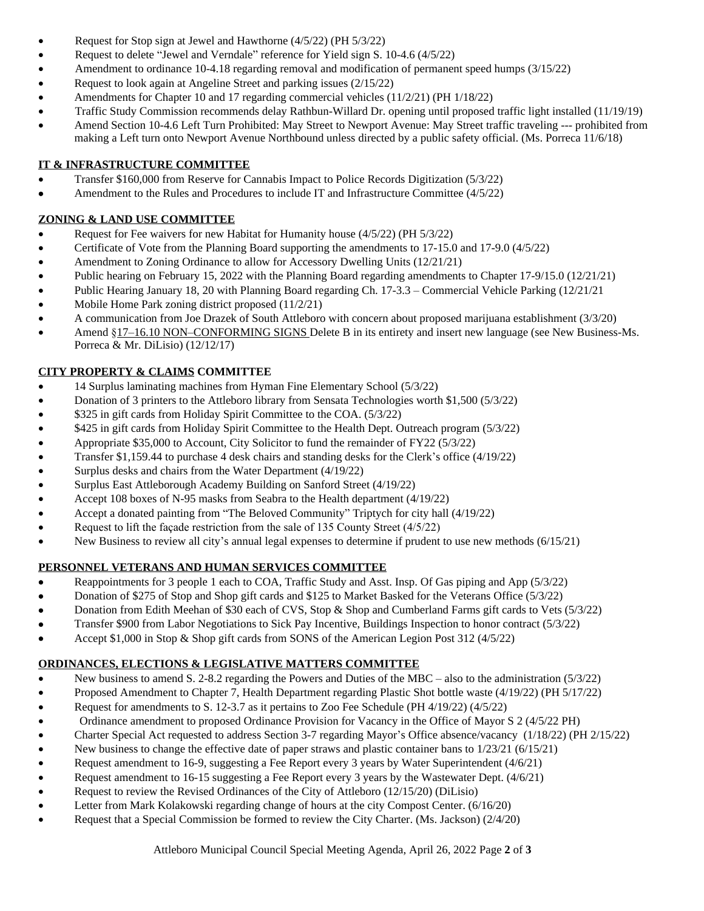- Request for Stop sign at Jewel and Hawthorne (4/5/22) (PH 5/3/22)
- Request to delete "Jewel and Verndale" reference for Yield sign S. 10-4.6 (4/5/22)
- Amendment to ordinance 10-4.18 regarding removal and modification of permanent speed humps (3/15/22)
- Request to look again at Angeline Street and parking issues (2/15/22)
- Amendments for Chapter 10 and 17 regarding commercial vehicles (11/2/21) (PH 1/18/22)
- Traffic Study Commission recommends delay Rathbun-Willard Dr. opening until proposed traffic light installed (11/19/19)
- Amend Section 10-4.6 Left Turn Prohibited: May Street to Newport Avenue: May Street traffic traveling --- prohibited from making a Left turn onto Newport Avenue Northbound unless directed by a public safety official. (Ms. Porreca 11/6/18)

**IT & INFRASTRUCTURE COMMITTEE**

- Transfer $160,000 from Reserve for Cannabis Impact to Police Records Digitization (5/3/22)
- Amendment to the Rules and Procedures to include IT and Infrastructure Committee (4/5/22)

**ZONING & LAND USE COMMITTEE**

- Request for Fee waivers for new Habitat for Humanity house (4/5/22) (PH 5/3/22)
- Certificate of Vote from the Planning Board supporting the amendments to 17-15.0 and 17-9.0 (4/5/22)
- Amendment to Zoning Ordinance to allow for Accessory Dwelling Units (12/21/21)
- Public hearing on February 15, 2022 with the Planning Board regarding amendments to Chapter 17-9/15.0 (12/21/21)
- Public Hearing January 18, 20 with Planning Board regarding Ch. 17-3.3 – Commercial Vehicle Parking (12/21/21
- Mobile Home Park zoning district proposed (11/2/21)
- A communication from Joe Drazek of South Attleboro with concern about proposed marijuana establishment (3/3/20)
- Amend §17–16.10 NON–CONFORMING SIGNS Delete B in its entirety and insert new language (see New Business-Ms. Porreca & Mr. DiLisio) (12/12/17)

**CITY PROPERTY & CLAIMS COMMITTEE**

- 14 Surplus laminating machines from Hyman Fine Elementary School (5/3/22)
- Donation of 3 printers to the Attleboro library from Sensata Technologies worth $1,500 (5/3/22)
- $325 in gift cards from Holiday Spirit Committee to the COA. (5/3/22)
- $425 in gift cards from Holiday Spirit Committee to the Health Dept. Outreach program (5/3/22)
- Appropriate $35,000 to Account, City Solicitor to fund the remainder of FY22 (5/3/22)
- Transfer $1,159.44 to purchase 4 desk chairs and standing desks for the Clerk's office (4/19/22)
- Surplus desks and chairs from the Water Department (4/19/22)
- Surplus East Attleborough Academy Building on Sanford Street (4/19/22)
- Accept 108 boxes of N-95 masks from Seabra to the Health department (4/19/22)
- Accept a donated painting from "The Beloved Community" Triptych for city hall (4/19/22)
- Request to lift the façade restriction from the sale of 135 County Street (4/5/22)
- New Business to review all city's annual legal expenses to determine if prudent to use new methods (6/15/21)

**PERSONNEL VETERANS AND HUMAN SERVICES COMMITTEE**

- Reappointments for 3 people 1 each to COA, Traffic Study and Asst. Insp. Of Gas piping and App (5/3/22)
- Donation of $275 of Stop and Shop gift cards and $125 to Market Basked for the Veterans Office (5/3/22)
- Donation from Edith Meehan of $30 each of CVS, Stop & Shop and Cumberland Farms gift cards to Vets (5/3/22)
- Transfer $900 from Labor Negotiations to Sick Pay Incentive, Buildings Inspection to honor contract (5/3/22)
- Accept $1,000 in Stop & Shop gift cards from SONS of the American Legion Post 312 (4/5/22)

**ORDINANCES, ELECTIONS & LEGISLATIVE MATTERS COMMITTEE**

- New business to amend S. 2-8.2 regarding the Powers and Duties of the MBC – also to the administration (5/3/22)
- Proposed Amendment to Chapter 7, Health Department regarding Plastic Shot bottle waste (4/19/22) (PH 5/17/22)
- Request for amendments to S. 12-3.7 as it pertains to Zoo Fee Schedule (PH 4/19/22) (4/5/22)
- Ordinance amendment to proposed Ordinance Provision for Vacancy in the Office of Mayor S 2 (4/5/22 PH)
- Charter Special Act requested to address Section 3-7 regarding Mayor's Office absence/vacancy (1/18/22) (PH 2/15/22)
- New business to change the effective date of paper straws and plastic container bans to 1/23/21 (6/15/21)
- Request amendment to 16-9, suggesting a Fee Report every 3 years by Water Superintendent (4/6/21)
- Request amendment to 16-15 suggesting a Fee Report every 3 years by the Wastewater Dept. (4/6/21)
- Request to review the Revised Ordinances of the City of Attleboro (12/15/20) (DiLisio)
- Letter from Mark Kolakowski regarding change of hours at the city Compost Center. (6/16/20)
- Request that a Special Commission be formed to review the City Charter. (Ms. Jackson) (2/4/20)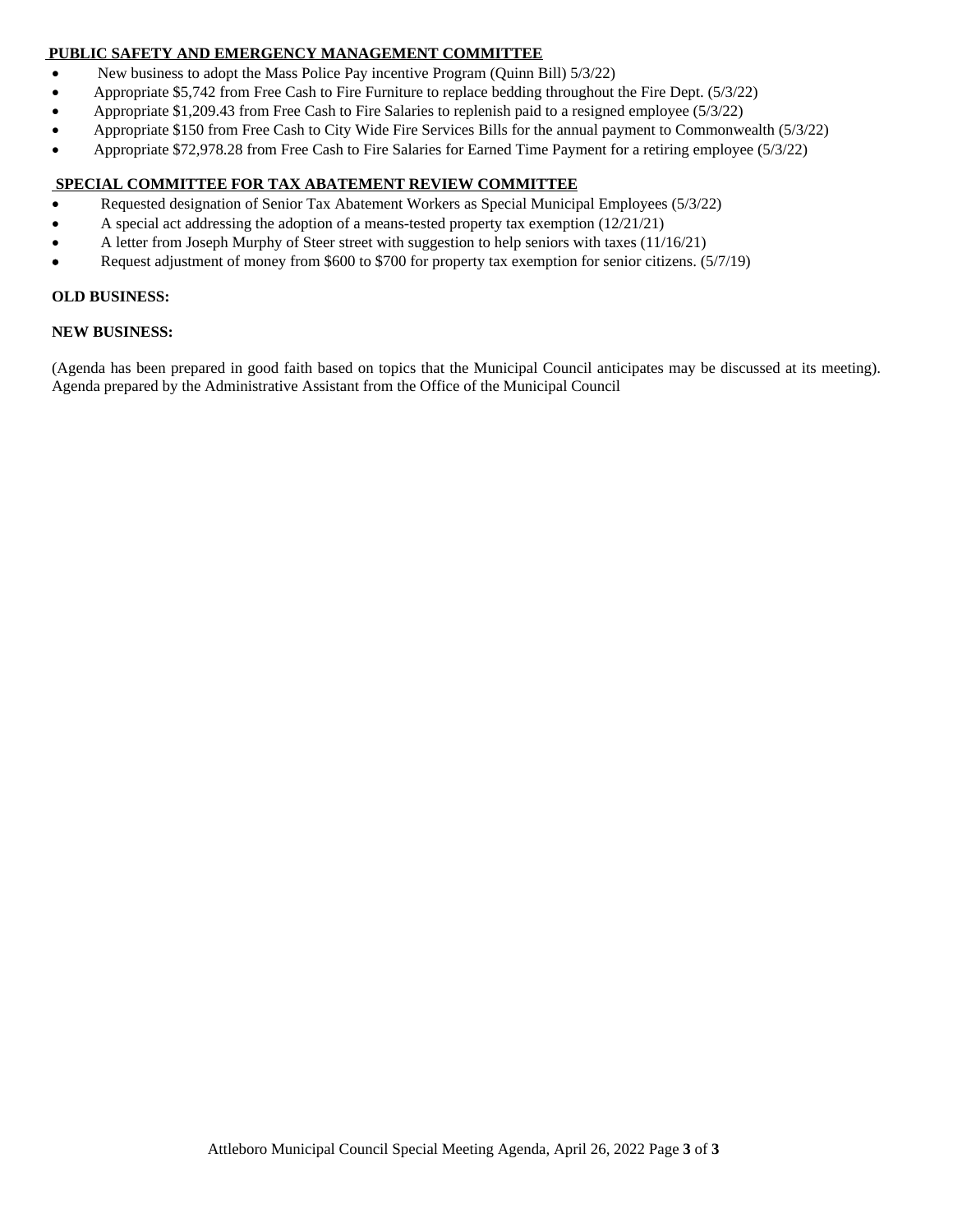**PUBLIC SAFETY AND EMERGENCY MANAGEMENT COMMITTEE**

- New business to adopt the Mass Police Pay incentive Program (Quinn Bill) 5/3/22)
- Appropriate $5,742 from Free Cash to Fire Furniture to replace bedding throughout the Fire Dept. (5/3/22)
- Appropriate $1,209.43 from Free Cash to Fire Salaries to replenish paid to a resigned employee (5/3/22)
- Appropriate $150 from Free Cash to City Wide Fire Services Bills for the annual payment to Commonwealth (5/3/22)
- Appropriate $72,978.28 from Free Cash to Fire Salaries for Earned Time Payment for a retiring employee (5/3/22)

**SPECIAL COMMITTEE FOR TAX ABATEMENT REVIEW COMMITTEE**

- Requested designation of Senior Tax Abatement Workers as Special Municipal Employees (5/3/22)
- A special act addressing the adoption of a means-tested property tax exemption (12/21/21)
- A letter from Joseph Murphy of Steer street with suggestion to help seniors with taxes (11/16/21)
- Request adjustment of money from $600 to $700 for property tax exemption for senior citizens. (5/7/19)

**OLD BUSINESS:**

**NEW BUSINESS:**

(Agenda has been prepared in good faith based on topics that the Municipal Council anticipates may be discussed at its meeting).
Agenda prepared by the Administrative Assistant from the Office of the Municipal Council